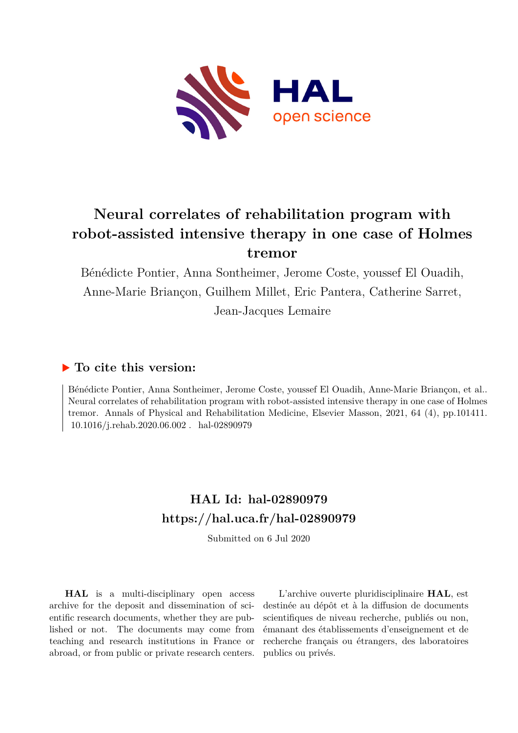# Neural correlates of rehabilitation program with robot-assisted intensive therapy in one case of Holmes tremor

Bénédicte Pontier, Anna Sontheimer, Jerome Coste, youssef El Ouadih, Anne-Marie Briançon, Guilhem Millet, Eric Pantera, Catherine Sarret, Jean-Jacques Lemaire

### ▶ To cite this version:

Bénédicte Pontier, Anna Sontheimer, Jerome Coste, youssef El Ouadih, Anne-Marie Briançon, et al.. Neural correlates of rehabilitation program with robot-assisted intensive therapy in one case of Holmes tremor. Annals of Physical and Rehabilitation Medicine, Elsevier Masson, 2021, 64 (4), pp.101411. 10.1016/j.rehab.2020.06.002 . hal-02890979

## HAL Id: hal-02890979
## https://hal.uca.fr/hal-02890979

Submitted on 6 Jul 2020

**HAL** is a multi-disciplinary open access archive for the deposit and dissemination of scientific research documents, whether they are published or not. The documents may come from teaching and research institutions in France or abroad, or from public or private research centers.

L'archive ouverte pluridisciplinaire **HAL**, est destinée au dépôt et à la diffusion de documents scientifiques de niveau recherche, publiés ou non, émanant des établissements d'enseignement et de recherche français ou étrangers, des laboratoires publics ou privés.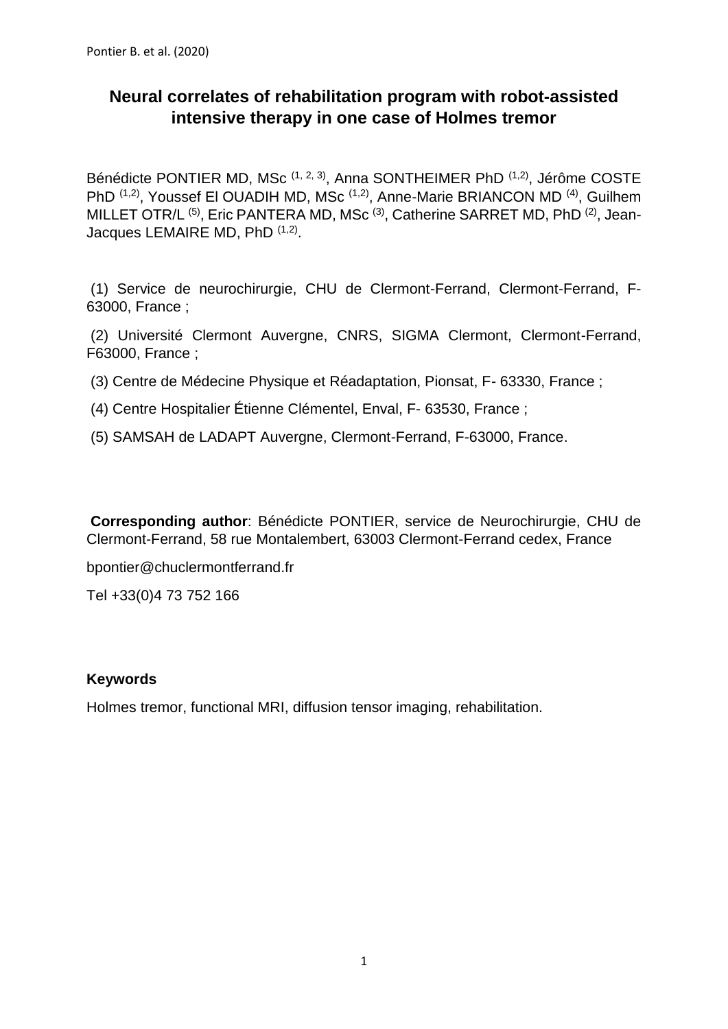# Neural correlates of rehabilitation program with robot-assisted intensive therapy in one case of Holmes tremor

Bénédicte PONTIER MD, MSc [1, 2, 3], Anna SONTHEIMER PhD [1,2], Jérôme COSTE PhD [1,2], Youssef El OUADIH MD, MSc [1,2], Anne-Marie BRIANCON MD [4], Guilhem MILLET OTR/L [5], Eric PANTERA MD, MSc [3], Catherine SARRET MD, PhD [2], Jean-Jacques LEMAIRE MD, PhD [1,2].

(1) Service de neurochirurgie, CHU de Clermont-Ferrand, Clermont-Ferrand, F-63000, France ;

(2) Université Clermont Auvergne, CNRS, SIGMA Clermont, Clermont-Ferrand, F63000, France ;

(3) Centre de Médecine Physique et Réadaptation, Pionsat, F- 63330, France ;

(4) Centre Hospitalier Étienne Clémentel, Enval, F- 63530, France ;

(5) SAMSAH de LADAPT Auvergne, Clermont-Ferrand, F-63000, France.

**Corresponding author**: Bénédicte PONTIER, service de Neurochirurgie, CHU de Clermont-Ferrand, 58 rue Montalembert, 63003 Clermont-Ferrand cedex, France

bpontier@chuclermontferrand.fr

Tel +33(0)4 73 752 166

### Keywords

Holmes tremor, functional MRI, diffusion tensor imaging, rehabilitation.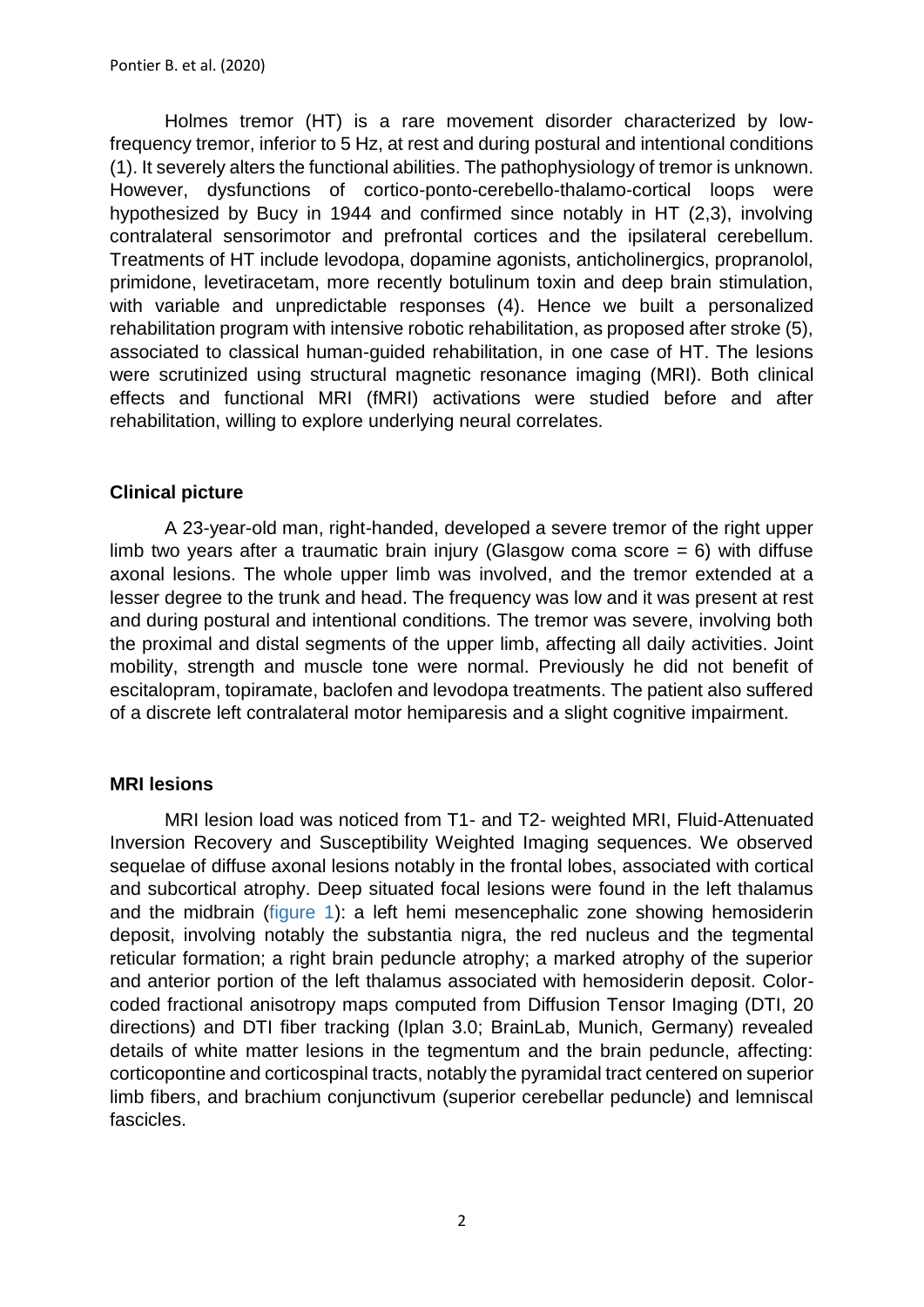Holmes tremor (HT) is a rare movement disorder characterized by low-frequency tremor, inferior to 5 Hz, at rest and during postural and intentional conditions (1). It severely alters the functional abilities. The pathophysiology of tremor is unknown. However, dysfunctions of cortico-ponto-cerebello-thalamo-cortical loops were hypothesized by Bucy in 1944 and confirmed since notably in HT (2,3), involving contralateral sensorimotor and prefrontal cortices and the ipsilateral cerebellum. Treatments of HT include levodopa, dopamine agonists, anticholinergics, propranolol, primidone, levetiracetam, more recently botulinum toxin and deep brain stimulation, with variable and unpredictable responses (4). Hence we built a personalized rehabilitation program with intensive robotic rehabilitation, as proposed after stroke (5), associated to classical human-guided rehabilitation, in one case of HT. The lesions were scrutinized using structural magnetic resonance imaging (MRI). Both clinical effects and functional MRI (fMRI) activations were studied before and after rehabilitation, willing to explore underlying neural correlates.

## Clinical picture

A 23-year-old man, right-handed, developed a severe tremor of the right upper limb two years after a traumatic brain injury (Glasgow coma score = 6) with diffuse axonal lesions. The whole upper limb was involved, and the tremor extended at a lesser degree to the trunk and head. The frequency was low and it was present at rest and during postural and intentional conditions. The tremor was severe, involving both the proximal and distal segments of the upper limb, affecting all daily activities. Joint mobility, strength and muscle tone were normal. Previously he did not benefit of escitalopram, topiramate, baclofen and levodopa treatments. The patient also suffered of a discrete left contralateral motor hemiparesis and a slight cognitive impairment.

## MRI lesions

MRI lesion load was noticed from T1- and T2- weighted MRI, Fluid-Attenuated Inversion Recovery and Susceptibility Weighted Imaging sequences. We observed sequelae of diffuse axonal lesions notably in the frontal lobes, associated with cortical and subcortical atrophy. Deep situated focal lesions were found in the left thalamus and the midbrain (figure 1): a left hemi mesencephalic zone showing hemosiderin deposit, involving notably the substantia nigra, the red nucleus and the tegmental reticular formation; a right brain peduncle atrophy; a marked atrophy of the superior and anterior portion of the left thalamus associated with hemosiderin deposit. Color-coded fractional anisotropy maps computed from Diffusion Tensor Imaging (DTI, 20 directions) and DTI fiber tracking (Iplan 3.0; BrainLab, Munich, Germany) revealed details of white matter lesions in the tegmentum and the brain peduncle, affecting: corticopontine and corticospinal tracts, notably the pyramidal tract centered on superior limb fibers, and brachium conjunctivum (superior cerebellar peduncle) and lemniscal fascicles.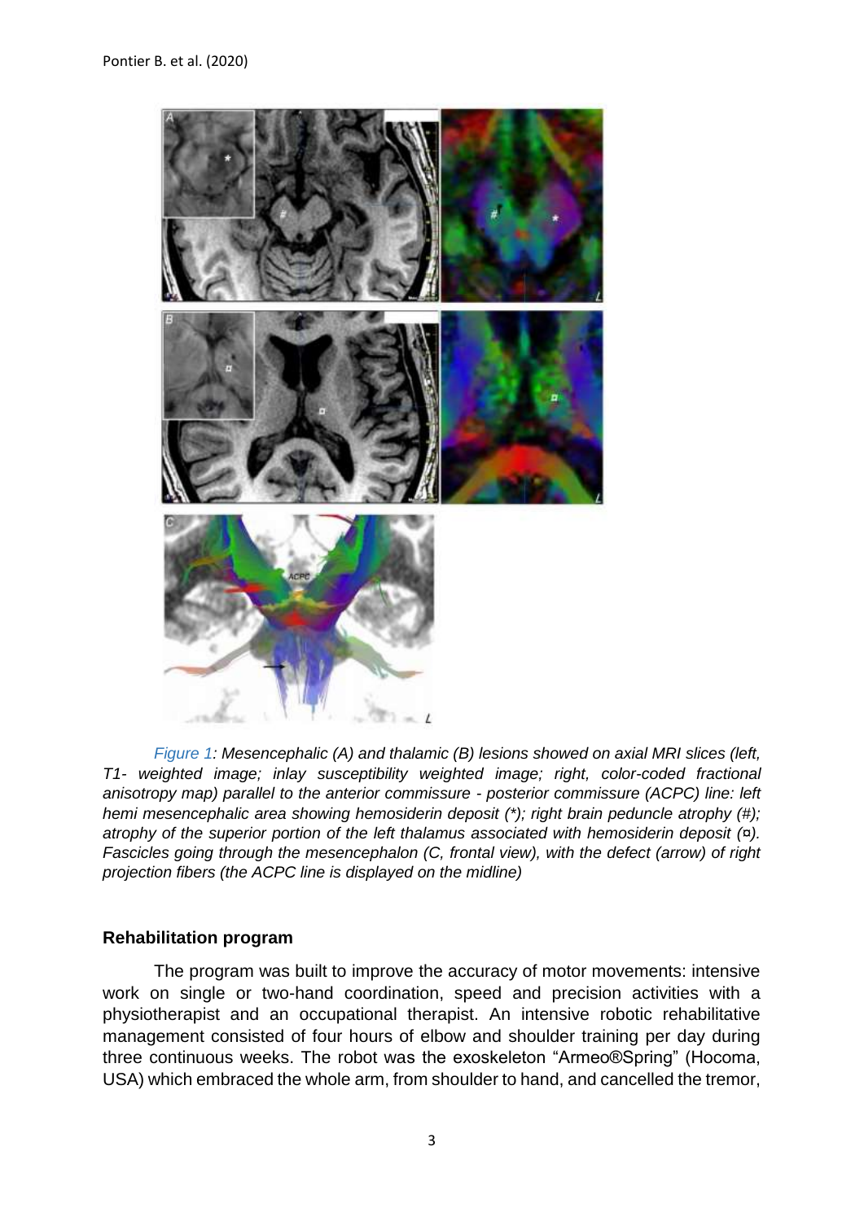*Figure 1: Mesencephalic (A) and thalamic (B) lesions showed on axial MRI slices (left, T1- weighted image; inlay susceptibility weighted image; right, color-coded fractional anisotropy map) parallel to the anterior commissure - posterior commissure (ACPC) line: left hemi mesencephalic area showing hemosiderin deposit (*); right brain peduncle atrophy (#); atrophy of the superior portion of the left thalamus associated with hemosiderin deposit (¤). Fascicles going through the mesencephalon (C, frontal view), with the defect (arrow) of right projection fibers (the ACPC line is displayed on the midline)*

### Rehabilitation program

The program was built to improve the accuracy of motor movements: intensive work on single or two-hand coordination, speed and precision activities with a physiotherapist and an occupational therapist. An intensive robotic rehabilitative management consisted of four hours of elbow and shoulder training per day during three continuous weeks. The robot was the exoskeleton "Armeo®Spring" (Hocoma, USA) which embraced the whole arm, from shoulder to hand, and cancelled the tremor,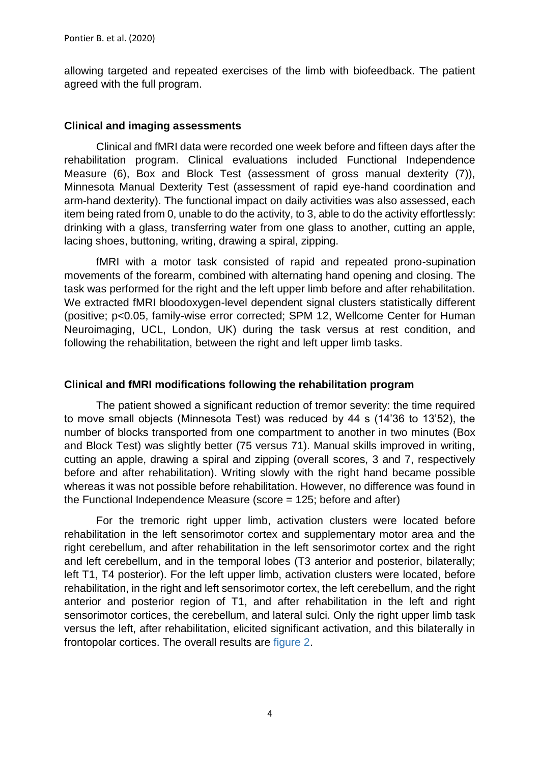allowing targeted and repeated exercises of the limb with biofeedback. The patient agreed with the full program.

### Clinical and imaging assessments

Clinical and fMRI data were recorded one week before and fifteen days after the rehabilitation program. Clinical evaluations included Functional Independence Measure (6), Box and Block Test (assessment of gross manual dexterity (7)), Minnesota Manual Dexterity Test (assessment of rapid eye-hand coordination and arm-hand dexterity). The functional impact on daily activities was also assessed, each item being rated from 0, unable to do the activity, to 3, able to do the activity effortlessly: drinking with a glass, transferring water from one glass to another, cutting an apple, lacing shoes, buttoning, writing, drawing a spiral, zipping.

fMRI with a motor task consisted of rapid and repeated prono-supination movements of the forearm, combined with alternating hand opening and closing. The task was performed for the right and the left upper limb before and after rehabilitation. We extracted fMRI bloodoxygen-level dependent signal clusters statistically different (positive; $p<0.05$, family-wise error corrected; SPM 12, Wellcome Center for Human Neuroimaging, UCL, London, UK) during the task versus at rest condition, and following the rehabilitation, between the right and left upper limb tasks.

### Clinical and fMRI modifications following the rehabilitation program

The patient showed a significant reduction of tremor severity: the time required to move small objects (Minnesota Test) was reduced by 44 s (14'36 to 13'52), the number of blocks transported from one compartment to another in two minutes (Box and Block Test) was slightly better (75 versus 71). Manual skills improved in writing, cutting an apple, drawing a spiral and zipping (overall scores, 3 and 7, respectively before and after rehabilitation). Writing slowly with the right hand became possible whereas it was not possible before rehabilitation. However, no difference was found in the Functional Independence Measure (score = 125; before and after)

For the tremoric right upper limb, activation clusters were located before rehabilitation in the left sensorimotor cortex and supplementary motor area and the right cerebellum, and after rehabilitation in the left sensorimotor cortex and the right and left cerebellum, and in the temporal lobes (T3 anterior and posterior, bilaterally; left T1, T4 posterior). For the left upper limb, activation clusters were located, before rehabilitation, in the right and left sensorimotor cortex, the left cerebellum, and the right anterior and posterior region of T1, and after rehabilitation in the left and right sensorimotor cortices, the cerebellum, and lateral sulci. Only the right upper limb task versus the left, after rehabilitation, elicited significant activation, and this bilaterally in frontopolar cortices. The overall results are figure 2.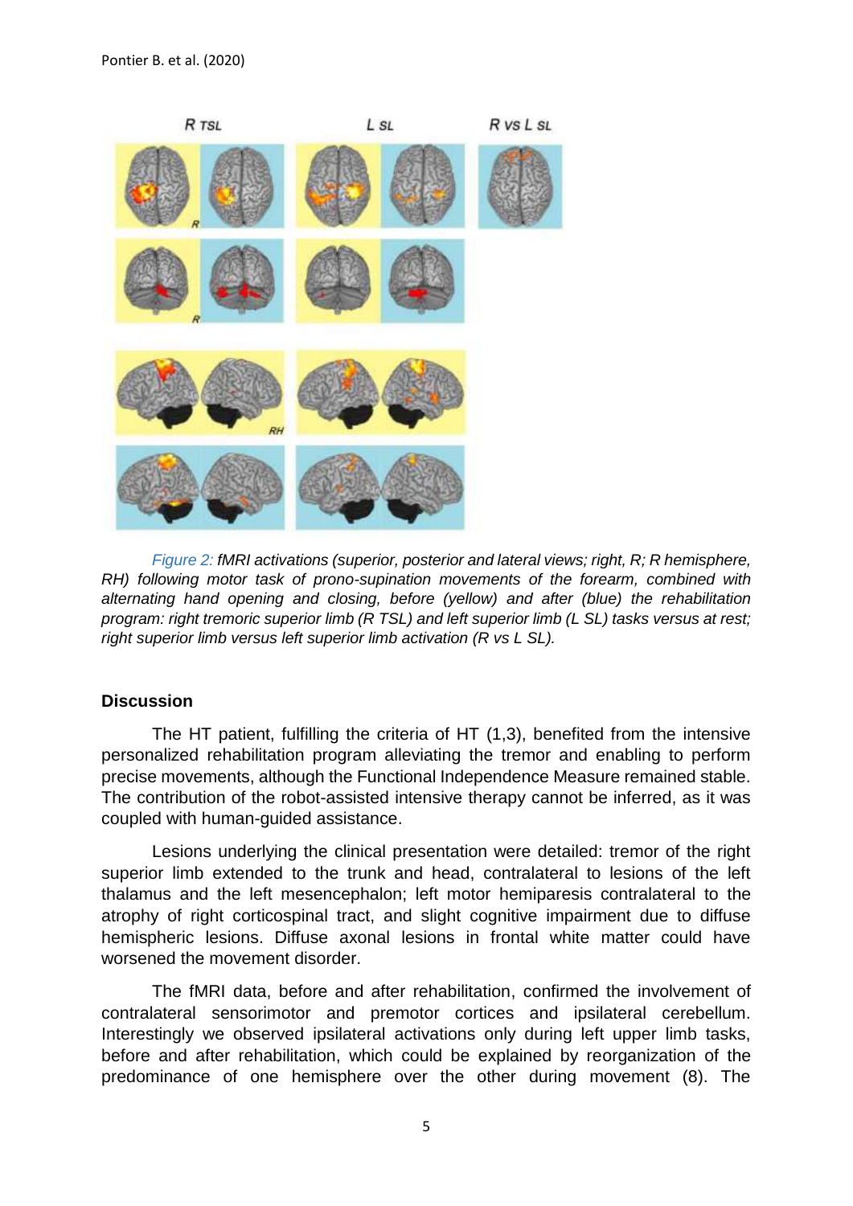*Figure 2: fMRI activations (superior, posterior and lateral views; right, R; R hemisphere, RH) following motor task of prono-supination movements of the forearm, combined with alternating hand opening and closing, before (yellow) and after (blue) the rehabilitation program: right tremoric superior limb (R TSL) and left superior limb (L SL) tasks versus at rest; right superior limb versus left superior limb activation (R vs L SL).*

## Discussion

The HT patient, fulfilling the criteria of HT (1,3), benefited from the intensive personalized rehabilitation program alleviating the tremor and enabling to perform precise movements, although the Functional Independence Measure remained stable. The contribution of the robot-assisted intensive therapy cannot be inferred, as it was coupled with human-guided assistance.

Lesions underlying the clinical presentation were detailed: tremor of the right superior limb extended to the trunk and head, contralateral to lesions of the left thalamus and the left mesencephalon; left motor hemiparesis contralateral to the atrophy of right corticospinal tract, and slight cognitive impairment due to diffuse hemispheric lesions. Diffuse axonal lesions in frontal white matter could have worsened the movement disorder.

The fMRI data, before and after rehabilitation, confirmed the involvement of contralateral sensorimotor and premotor cortices and ipsilateral cerebellum. Interestingly we observed ipsilateral activations only during left upper limb tasks, before and after rehabilitation, which could be explained by reorganization of the predominance of one hemisphere over the other during movement (8). The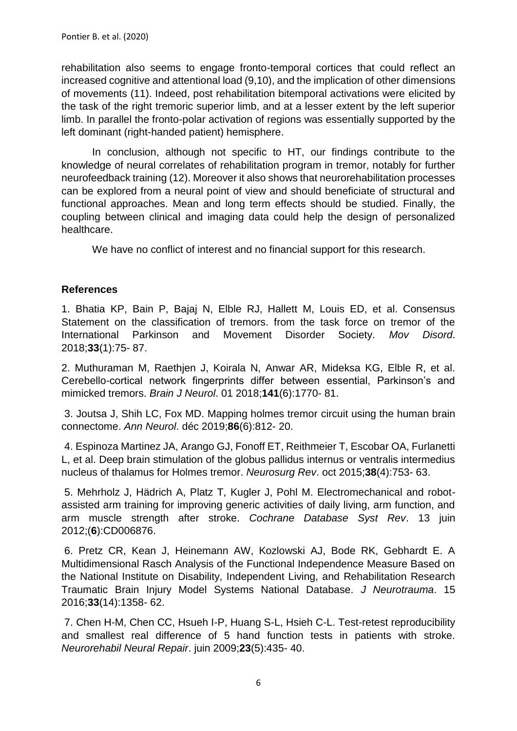rehabilitation also seems to engage fronto-temporal cortices that could reflect an increased cognitive and attentional load (9,10), and the implication of other dimensions of movements (11). Indeed, post rehabilitation bitemporal activations were elicited by the task of the right tremoric superior limb, and at a lesser extent by the left superior limb. In parallel the fronto-polar activation of regions was essentially supported by the left dominant (right-handed patient) hemisphere.

In conclusion, although not specific to HT, our findings contribute to the knowledge of neural correlates of rehabilitation program in tremor, notably for further neurofeedback training (12). Moreover it also shows that neurorehabilitation processes can be explored from a neural point of view and should beneficiate of structural and functional approaches. Mean and long term effects should be studied. Finally, the coupling between clinical and imaging data could help the design of personalized healthcare.

We have no conflict of interest and no financial support for this research.

## References

1. Bhatia KP, Bain P, Bajaj N, Elble RJ, Hallett M, Louis ED, et al. Consensus Statement on the classification of tremors. from the task force on tremor of the International Parkinson and Movement Disorder Society. *Mov Disord*. 2018;**33**(1):75- 87.

2. Muthuraman M, Raethjen J, Koirala N, Anwar AR, Mideksa KG, Elble R, et al. Cerebello-cortical network fingerprints differ between essential, Parkinson's and mimicked tremors. *Brain J Neurol*. 01 2018;**141**(6):1770- 81.

3. Joutsa J, Shih LC, Fox MD. Mapping holmes tremor circuit using the human brain connectome. *Ann Neurol*. déc 2019;**86**(6):812- 20.

4. Espinoza Martinez JA, Arango GJ, Fonoff ET, Reithmeier T, Escobar OA, Furlanetti L, et al. Deep brain stimulation of the globus pallidus internus or ventralis intermedius nucleus of thalamus for Holmes tremor. *Neurosurg Rev*. oct 2015;**38**(4):753- 63.

5. Mehrholz J, Hädrich A, Platz T, Kugler J, Pohl M. Electromechanical and robot-assisted arm training for improving generic activities of daily living, arm function, and arm muscle strength after stroke. *Cochrane Database Syst Rev*. 13 juin 2012;(**6**):CD006876.

6. Pretz CR, Kean J, Heinemann AW, Kozlowski AJ, Bode RK, Gebhardt E. A Multidimensional Rasch Analysis of the Functional Independence Measure Based on the National Institute on Disability, Independent Living, and Rehabilitation Research Traumatic Brain Injury Model Systems National Database. *J Neurotrauma*. 15 2016;**33**(14):1358- 62.

7. Chen H-M, Chen CC, Hsueh I-P, Huang S-L, Hsieh C-L. Test-retest reproducibility and smallest real difference of 5 hand function tests in patients with stroke. *Neurorehabil Neural Repair*. juin 2009;**23**(5):435- 40.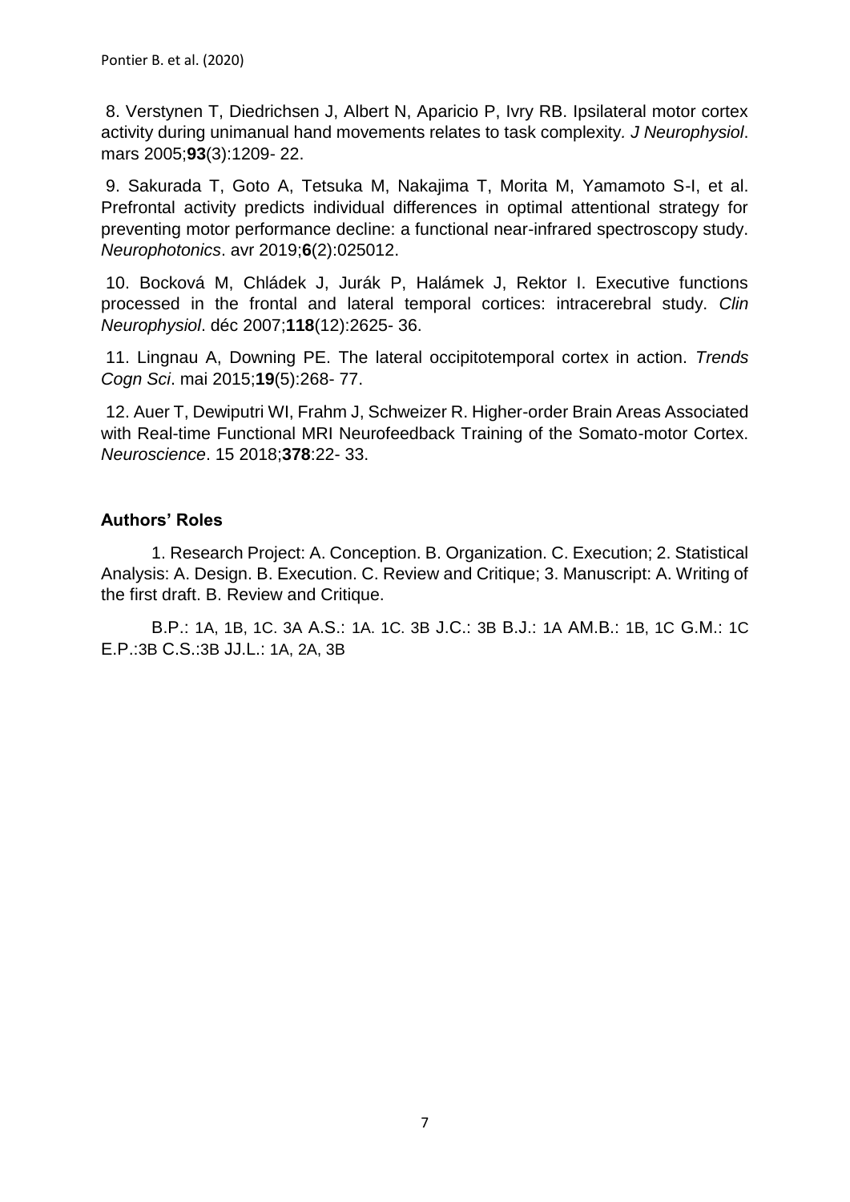8. Verstynen T, Diedrichsen J, Albert N, Aparicio P, Ivry RB. Ipsilateral motor cortex activity during unimanual hand movements relates to task complexity. *J Neurophysiol*. mars 2005;**93**(3):1209- 22.

9. Sakurada T, Goto A, Tetsuka M, Nakajima T, Morita M, Yamamoto S-I, et al. Prefrontal activity predicts individual differences in optimal attentional strategy for preventing motor performance decline: a functional near-infrared spectroscopy study. *Neurophotonics*. avr 2019;**6**(2):025012.

10. Bocková M, Chládek J, Jurák P, Halámek J, Rektor I. Executive functions processed in the frontal and lateral temporal cortices: intracerebral study. *Clin Neurophysiol*. déc 2007;**118**(12):2625- 36.

11. Lingnau A, Downing PE. The lateral occipitotemporal cortex in action. *Trends Cogn Sci*. mai 2015;**19**(5):268- 77.

12. Auer T, Dewiputri WI, Frahm J, Schweizer R. Higher-order Brain Areas Associated with Real-time Functional MRI Neurofeedback Training of the Somato-motor Cortex. *Neuroscience*. 15 2018;**378**:22- 33.

## Authors' Roles

1. Research Project: A. Conception. B. Organization. C. Execution; 2. Statistical Analysis: A. Design. B. Execution. C. Review and Critique; 3. Manuscript: A. Writing of the first draft. B. Review and Critique.

B.P.: 1A, 1B, 1C. 3A A.S.: 1A. 1C. 3B J.C.: 3B B.J.: 1A AM.B.: 1B, 1C G.M.: 1C E.P.:3B C.S.:3B JJ.L.: 1A, 2A, 3B